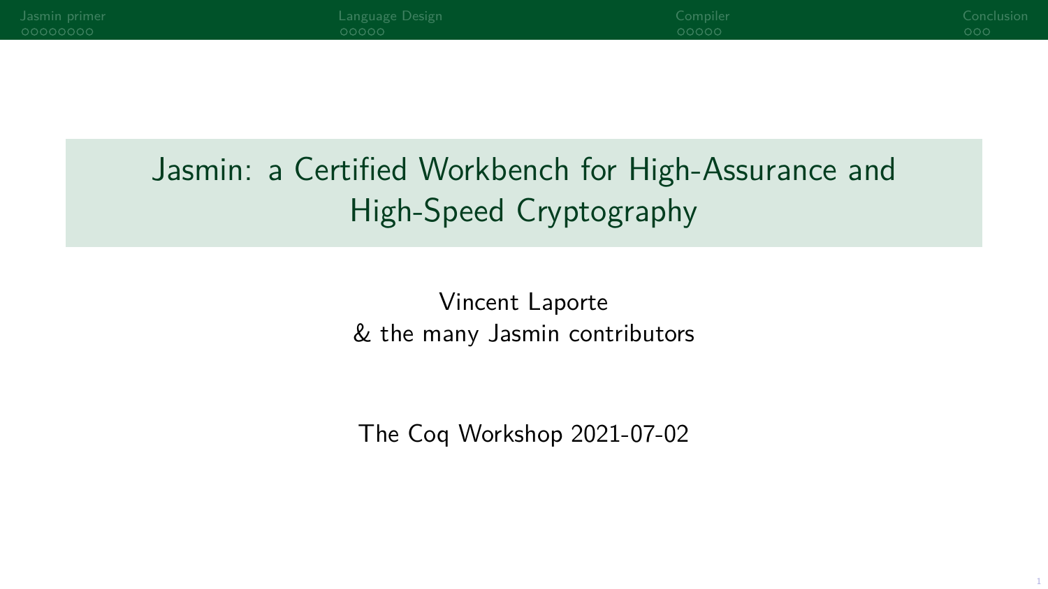# Jasmin: a Certified Workbench for High-Assurance and High-Speed Cryptography

Vincent Laporte
& the many Jasmin contributors

The Coq Workshop 2021-07-02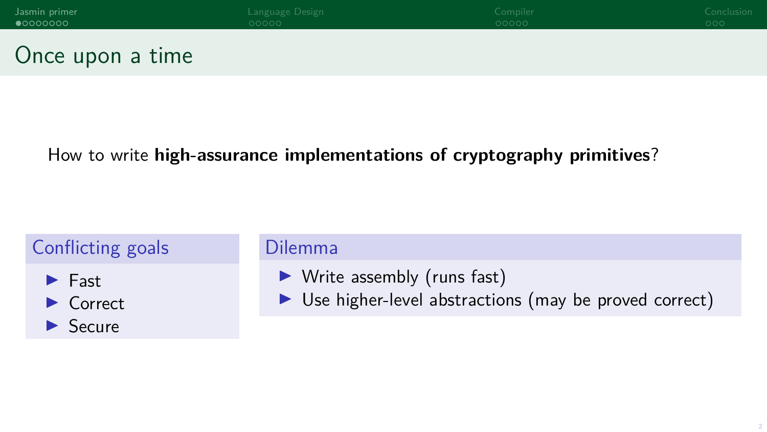# Once upon a time

How to write **high-assurance implementations of cryptography primitives**?

### Conflicting goals

- Fast
- Correct
- Secure

### Dilemma

- Write assembly (runs fast)
- Use higher-level abstractions (may be proved correct)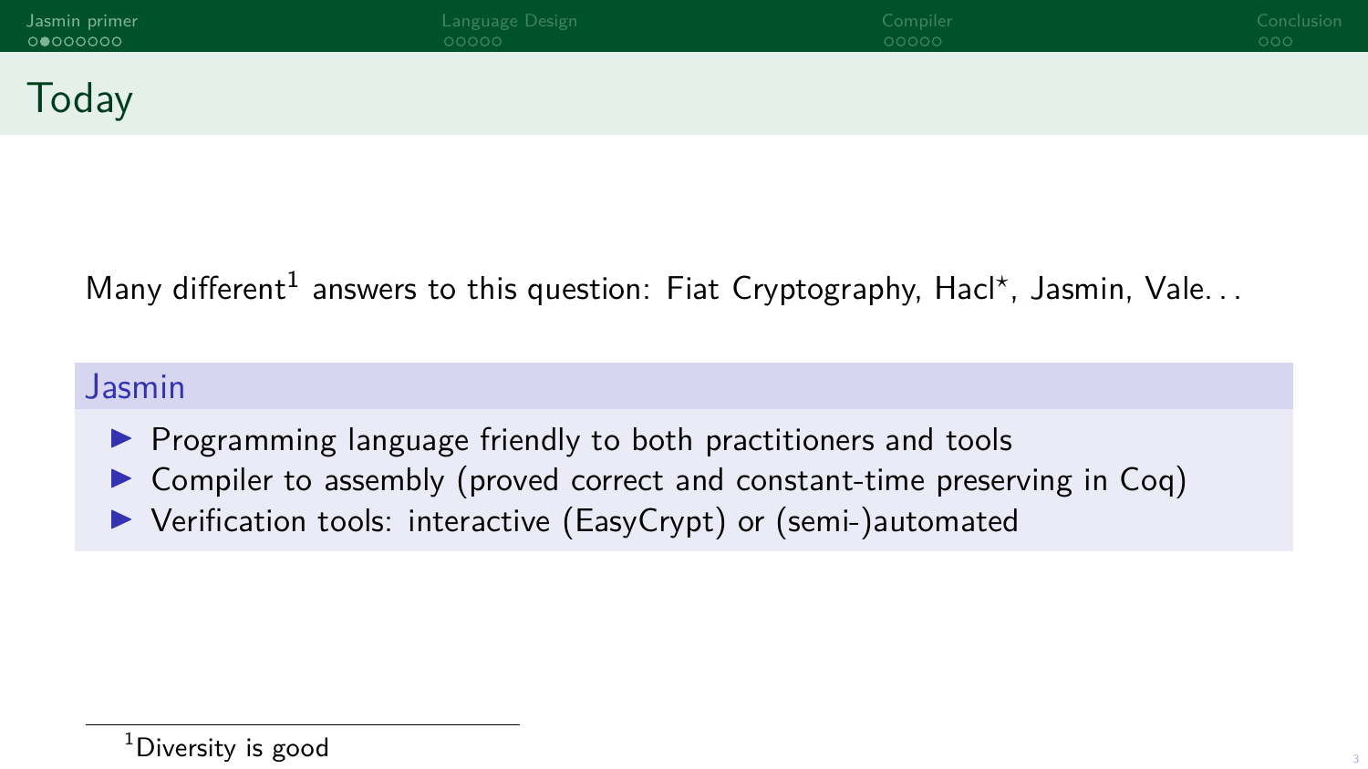# Today

Many different[1] answers to this question: Fiat Cryptography, Hacl⋆, Jasmin, Vale. . .

## Jasmin

- Programming language friendly to both practitioners and tools
- Compiler to assembly (proved correct and constant-time preserving in Coq)
- Verification tools: interactive (EasyCrypt) or (semi-)automated

[1] Diversity is good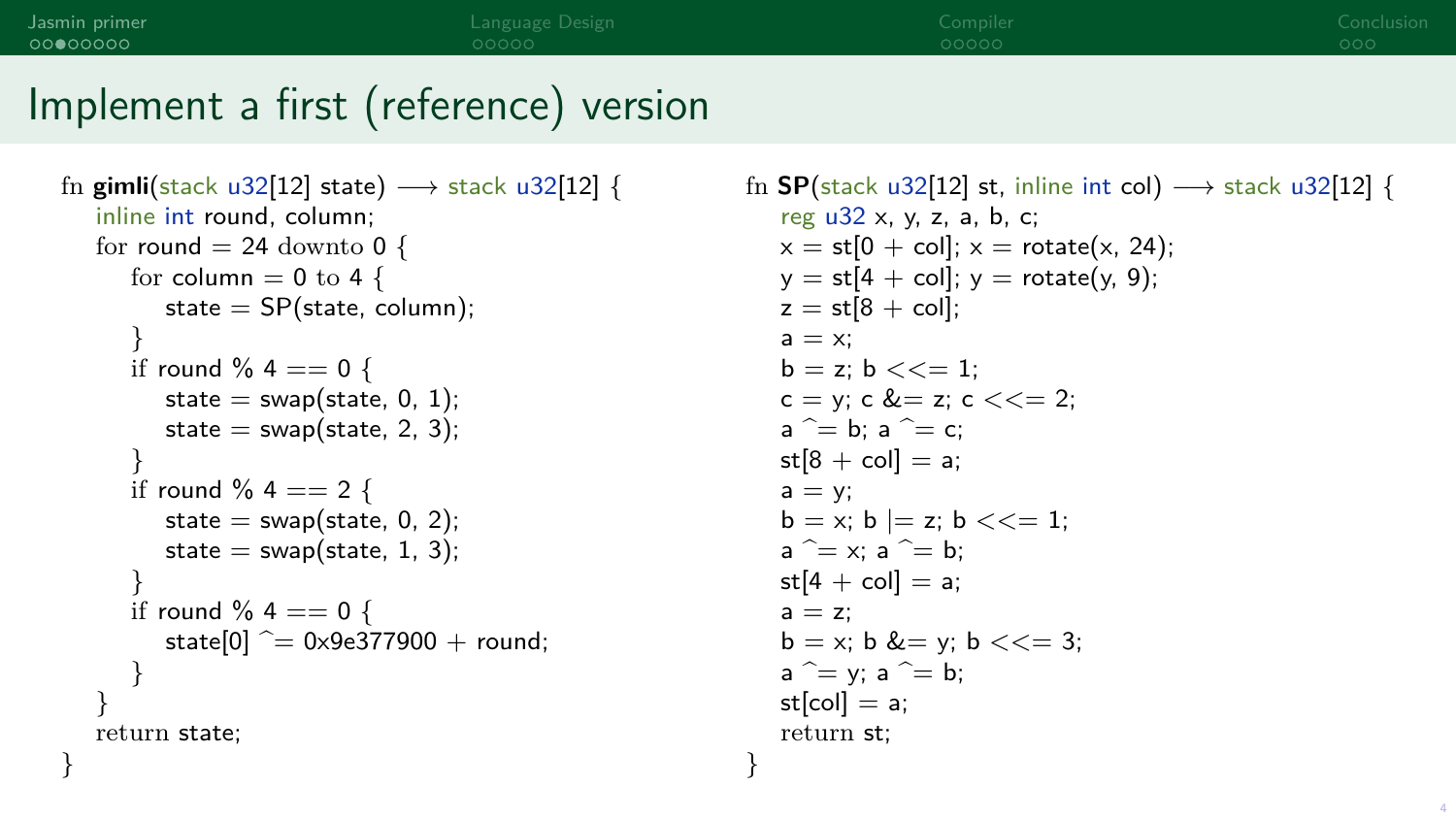# Implement a first (reference) version

```
fn gimli(stack u32[12] state) ⟶ stack u32[12] {
  inline int round, column;
  for round = 24 downto 0 {
    for column = 0 to 4 {
      state = SP(state, column);
    }
    if round % 4 == 0 {
      state = swap(state, 0, 1);
      state = swap(state, 2, 3);
    }
    if round % 4 == 2 {
      state = swap(state, 0, 2);
      state = swap(state, 1, 3);
    }
    if round % 4 == 0 {
      state[0] ^= 0x9e377900 + round;
    }
  }
  return state;
}
```

```
fn SP(stack u32[12] st, inline int col) ⟶ stack u32[12] {
  reg u32 x, y, z, a, b, c;
  x = st[0 + col]; x = rotate(x, 24);
  y = st[4 + col]; y = rotate(y, 9);
  z = st[8 + col];
  a = x;
  b = z; b <<= 1;
  c = y; c &= z; c <<= 2;
  a ^= b; a ^= c;
  st[8 + col] = a;
  a = y;
  b = x; b |= z; b <<= 1;
  a ^= x; a ^= b;
  st[4 + col] = a;
  a = z;
  b = x; b &= y; b <<= 3;
  a ^= y; a ^= b;
  st[col] = a;
  return st;
}
```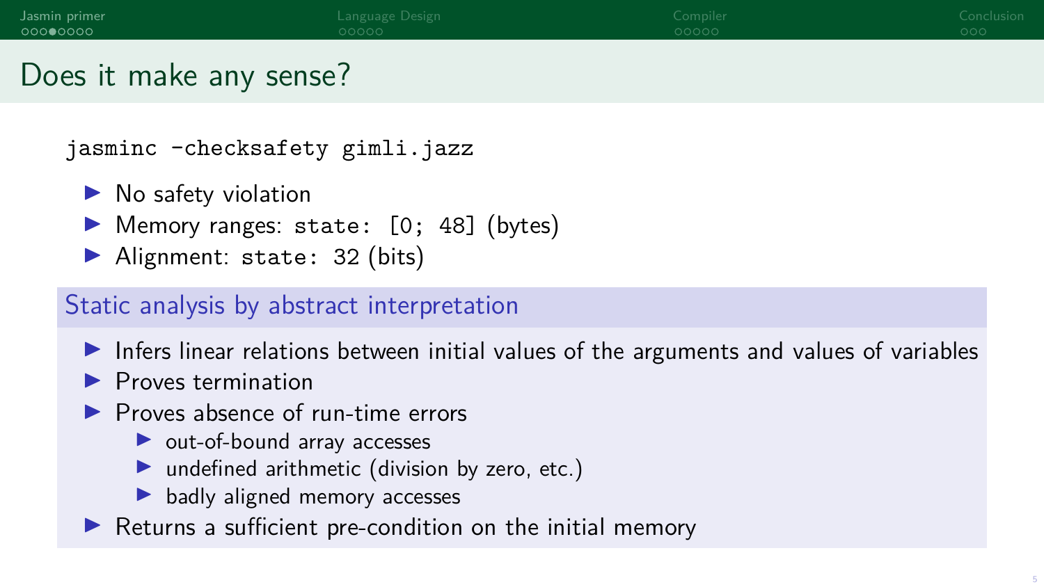# Does it make any sense?

```
jasminc -checksafety gimli.jazz
```

- No safety violation
- Memory ranges: `state: [0; 48]` (bytes)
- Alignment: `state: 32` (bits)

## Static analysis by abstract interpretation

- Infers linear relations between initial values of the arguments and values of variables
- Proves termination
- Proves absence of run-time errors
  - out-of-bound array accesses
  - undefined arithmetic (division by zero, etc.)
  - badly aligned memory accesses
- Returns a sufficient pre-condition on the initial memory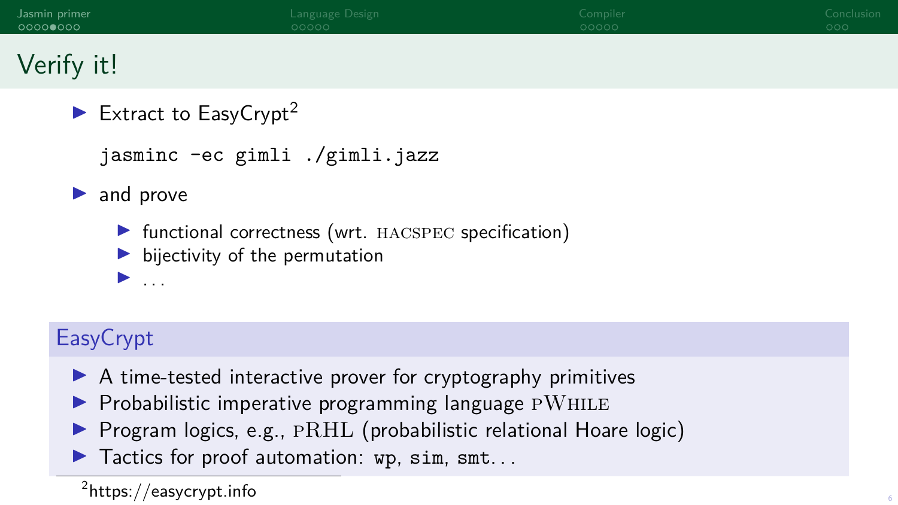# Verify it!

- Extract to EasyCrypt[2]

```
jasminc -ec gimli ./gimli.jazz
```

- and prove
  - functional correctness (wrt. HACSPEC specification)
  - bijectivity of the permutation
  - ...

## EasyCrypt

- A time-tested interactive prover for cryptography primitives
- Probabilistic imperative programming language PWHILE
- Program logics, e.g., PRHL (probabilistic relational Hoare logic)
- Tactics for proof automation: `wp`, `sim`, `smt`...

[2] https://easycrypt.info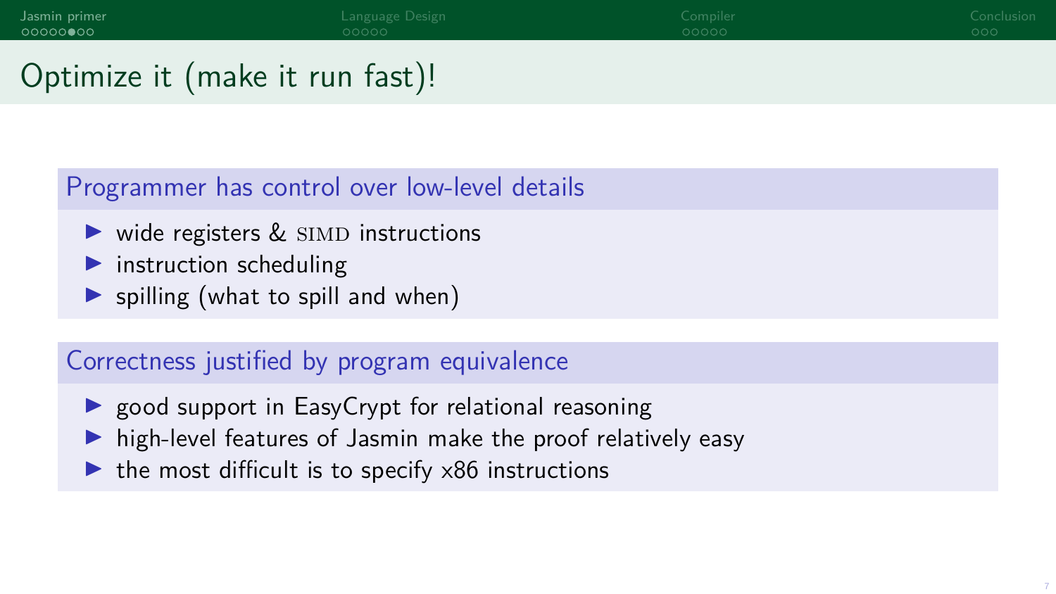# Optimize it (make it run fast)!

### Programmer has control over low-level details

- wide registers & SIMD instructions
- instruction scheduling
- spilling (what to spill and when)

### Correctness justified by program equivalence

- good support in EasyCrypt for relational reasoning
- high-level features of Jasmin make the proof relatively easy
- the most difficult is to specify x86 instructions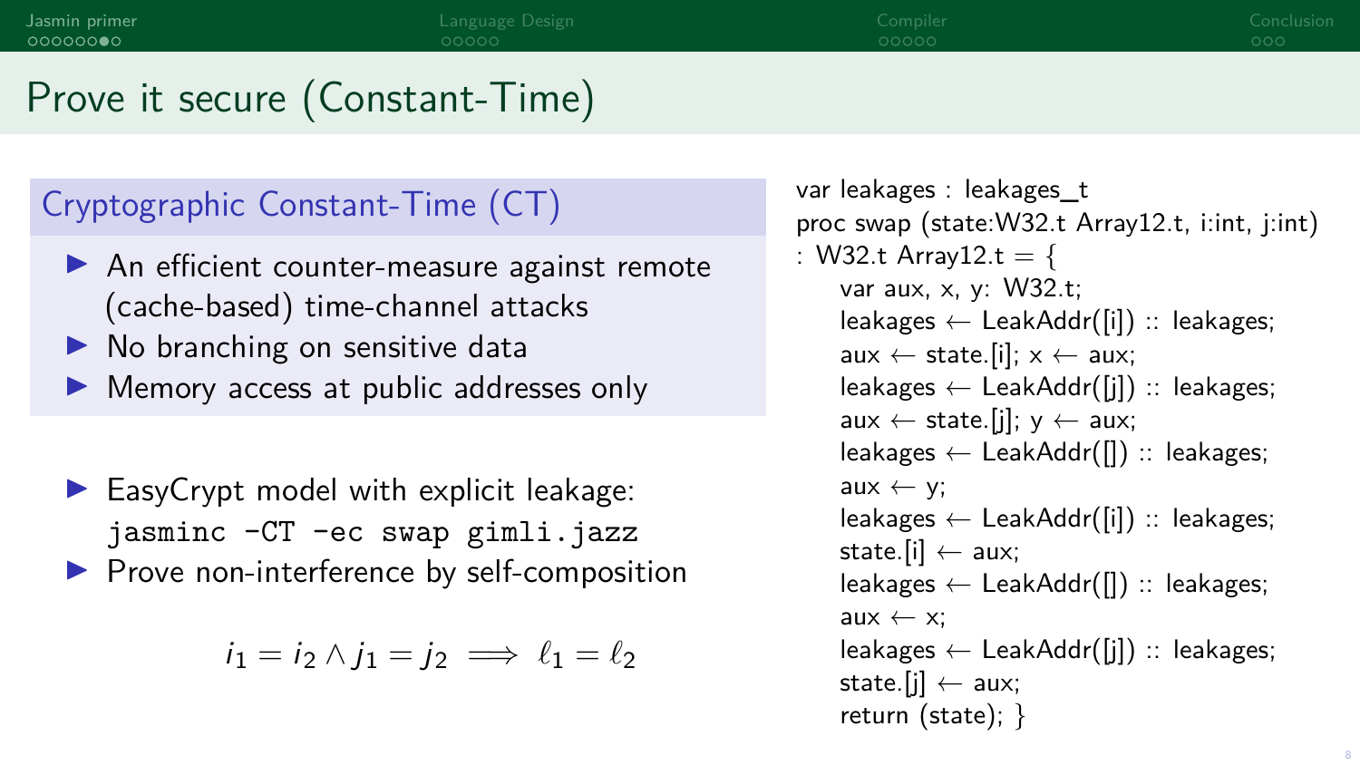# Prove it secure (Constant-Time)

## Cryptographic Constant-Time (CT)

- An efficient counter-measure against remote (cache-based) time-channel attacks
- No branching on sensitive data
- Memory access at public addresses only

- EasyCrypt model with explicit leakage: `jasminc -CT -ec swap gimli.jazz`
- Prove non-interference by self-composition

$$i_1 = i_2 \wedge j_1 = j_2 \implies \ell_1 = \ell_2$$

```
var leakages : leakages_t
proc swap (state:W32.t Array12.t, i:int, j:int)
: W32.t Array12.t = {
    var aux, x, y: W32.t;
    leakages ← LeakAddr([i]) :: leakages;
    aux ← state.[i]; x ← aux;
    leakages ← LeakAddr([j]) :: leakages;
    aux ← state.[j]; y ← aux;
    leakages ← LeakAddr([]) :: leakages;
    aux ← y;
    leakages ← LeakAddr([i]) :: leakages;
    state.[i] ← aux;
    leakages ← LeakAddr([]) :: leakages;
    aux ← x;
    leakages ← LeakAddr([j]) :: leakages;
    state.[j] ← aux;
    return (state); }
```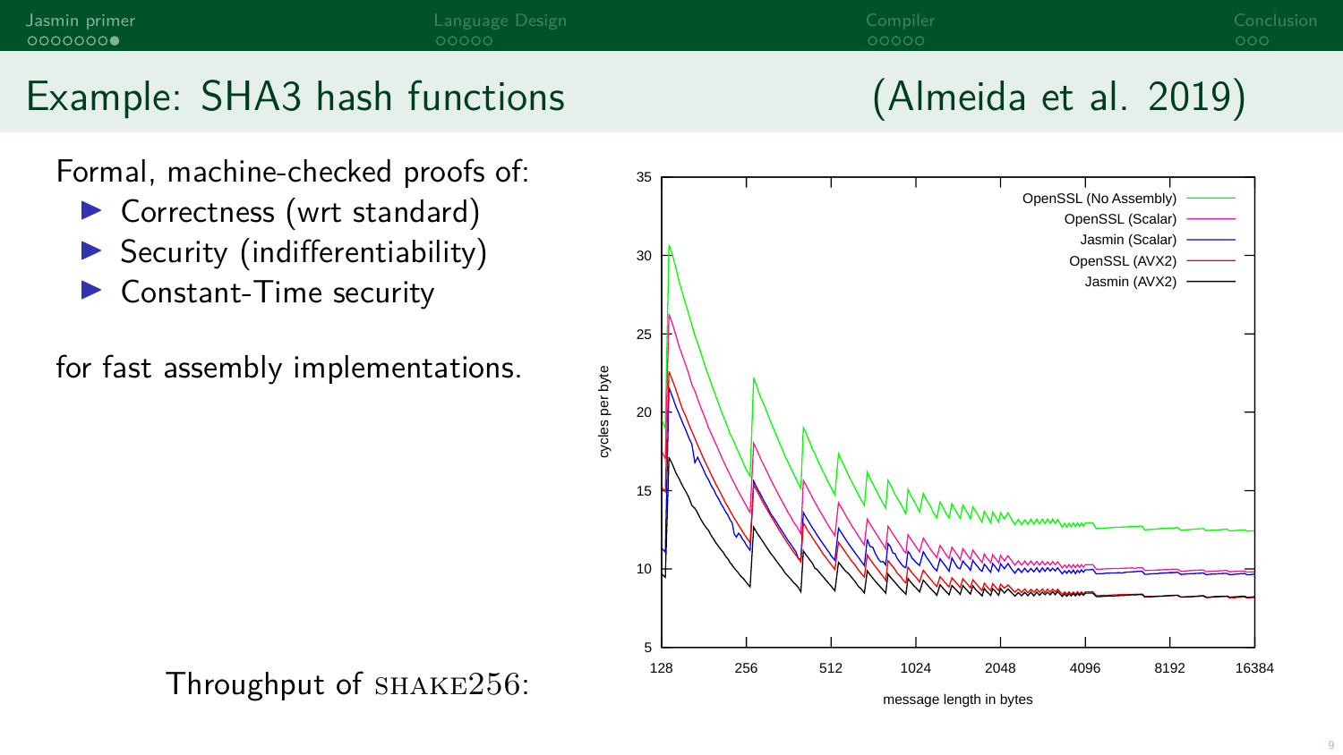## Example: SHA3 hash functions (Almeida et al. 2019)

Formal, machine-checked proofs of:

- Correctness (wrt standard)
- Security (indifferentiability)
- Constant-Time security

for fast assembly implementations.

Throughput of SHAKE256: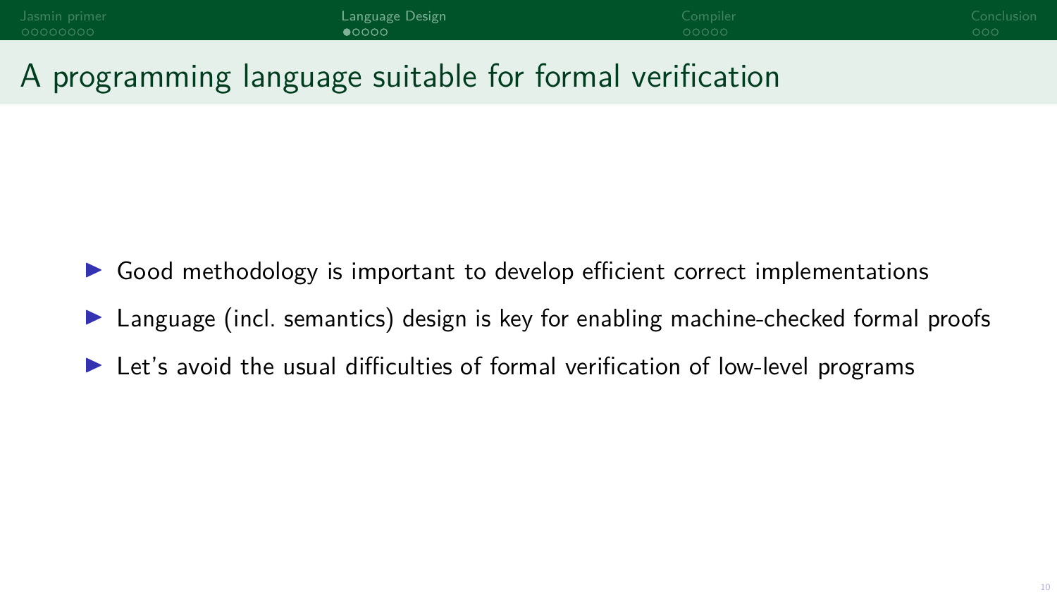# A programming language suitable for formal verification

- Good methodology is important to develop efficient correct implementations
- Language (incl. semantics) design is key for enabling machine-checked formal proofs
- Let's avoid the usual difficulties of formal verification of low-level programs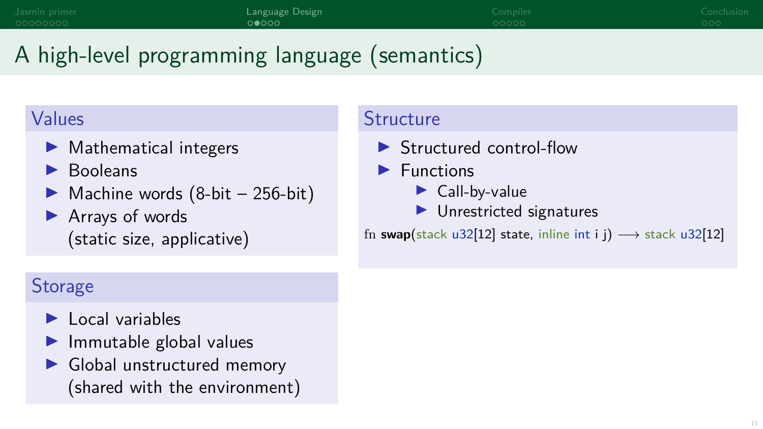# A high-level programming language (semantics)

## Values

- Mathematical integers
- Booleans
- Machine words (8-bit – 256-bit)
- Arrays of words (static size, applicative)

## Storage

- Local variables
- Immutable global values
- Global unstructured memory (shared with the environment)

## Structure

- Structured control-flow
- Functions
  - Call-by-value
  - Unrestricted signatures

```
fn swap(stack u32[12] state, inline int i j) ⟶ stack u32[12]
```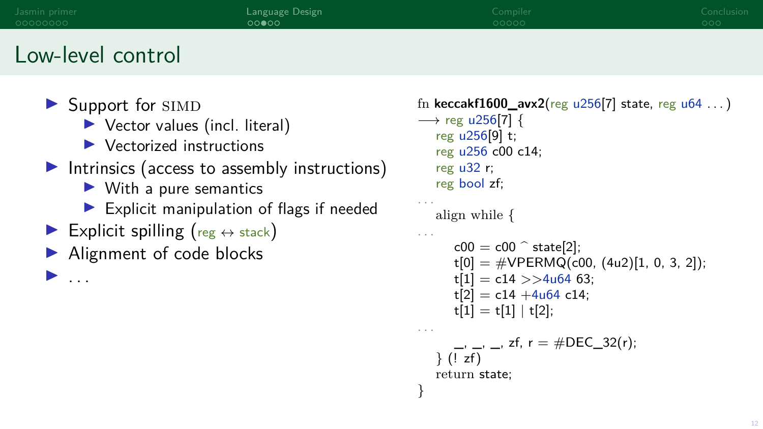## Low-level control

- Support for SIMD
  - Vector values (incl. literal)
  - Vectorized instructions
- Intrinsics (access to assembly instructions)
  - With a pure semantics
  - Explicit manipulation of flags if needed
- Explicit spilling (reg ↔ stack)
- Alignment of code blocks
- ...

```
fn keccakf1600_avx2(reg u256[7] state, reg u64 ...)
⟶ reg u256[7] {
  reg u256[9] t;
  reg u256 c00 c14;
  reg u32 r;
  reg bool zf;
...
  align while {
...
     c00 = c00 ^ state[2];
     t[0] = #VPERMQ(c00, (4u2)[1, 0, 3, 2]);
     t[1] = c14 >>4u64 63;
     t[2] = c14 +4u64 c14;
     t[1] = t[1] | t[2];
...
     _, _, _, zf, r = #DEC_32(r);
  } (! zf)
  return state;
}
```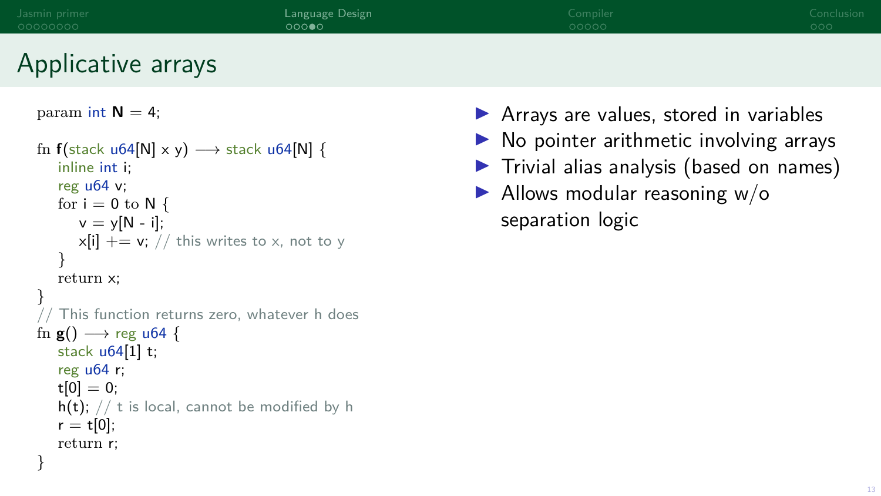# Applicative arrays

```
param int N = 4;

fn f(stack u64[N] x y) ⟶ stack u64[N] {
   inline int i;
   reg u64 v;
   for i = 0 to N {
      v = y[N - i];
      x[i] += v; // this writes to x, not to y
   }
   return x;
}
// This function returns zero, whatever h does
fn g() ⟶ reg u64 {
   stack u64[1] t;
   reg u64 r;
   t[0] = 0;
   h(t); // t is local, cannot be modified by h
   r = t[0];
   return r;
}
```

- Arrays are values, stored in variables
- No pointer arithmetic involving arrays
- Trivial alias analysis (based on names)
- Allows modular reasoning w/o separation logic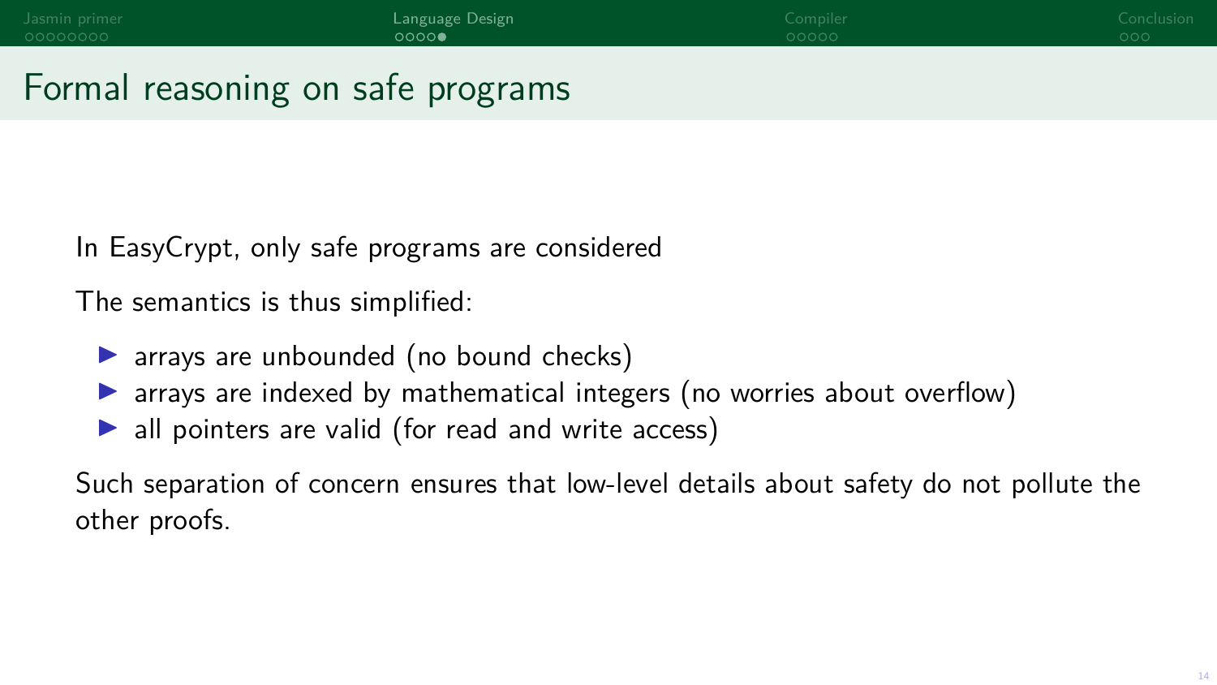# Formal reasoning on safe programs

In EasyCrypt, only safe programs are considered

The semantics is thus simplified:

- arrays are unbounded (no bound checks)
- arrays are indexed by mathematical integers (no worries about overflow)
- all pointers are valid (for read and write access)

Such separation of concern ensures that low-level details about safety do not pollute the other proofs.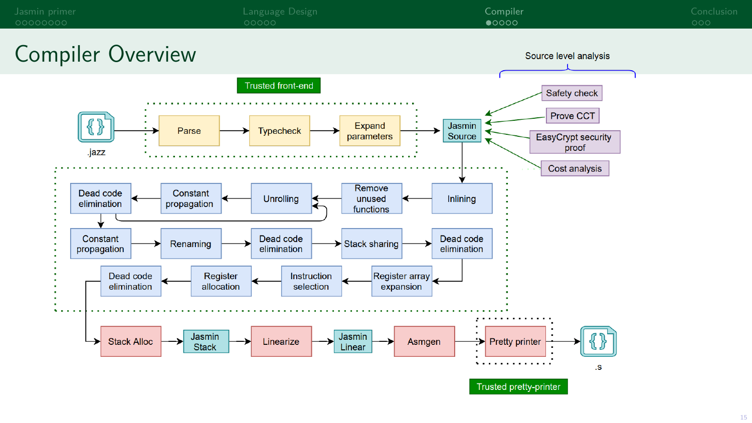# Compiler Overview

Source level analysis

- Safety check
- Prove CCT
- EasyCrypt security proof
- Cost analysis

Trusted front-end

.jazz → Parse → Typecheck → Expand parameters → Jasmin Source

Inlining → Remove unused functions → Unrolling → Constant propagation → Dead code elimination

Constant propagation → Renaming → Dead code elimination → Stack sharing → Dead code elimination

Register array expansion → Instruction selection → Register allocation → Dead code elimination

Stack Alloc → Jasmin Stack → Linearize → Jasmin Linear → Asmgen → Pretty printer → .s

Trusted pretty-printer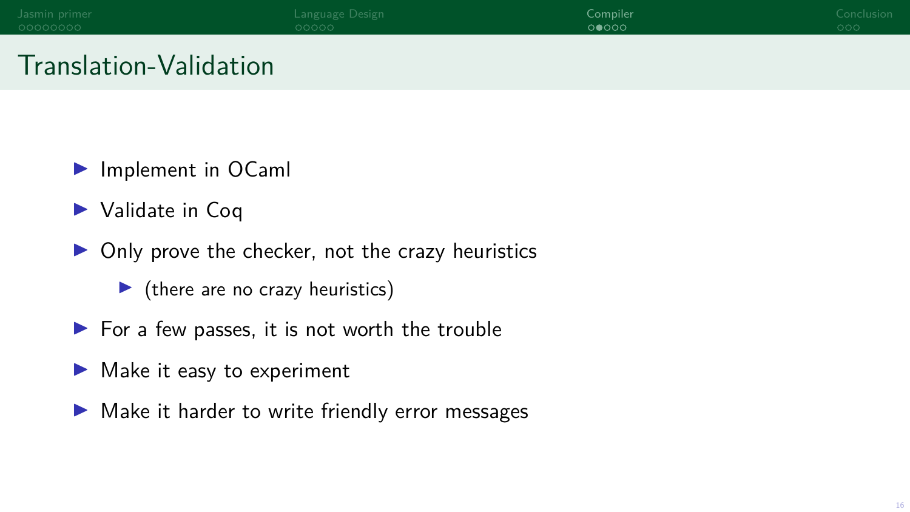# Translation-Validation

- Implement in OCaml
- Validate in Coq
- Only prove the checker, not the crazy heuristics
  - (there are no crazy heuristics)
- For a few passes, it is not worth the trouble
- Make it easy to experiment
- Make it harder to write friendly error messages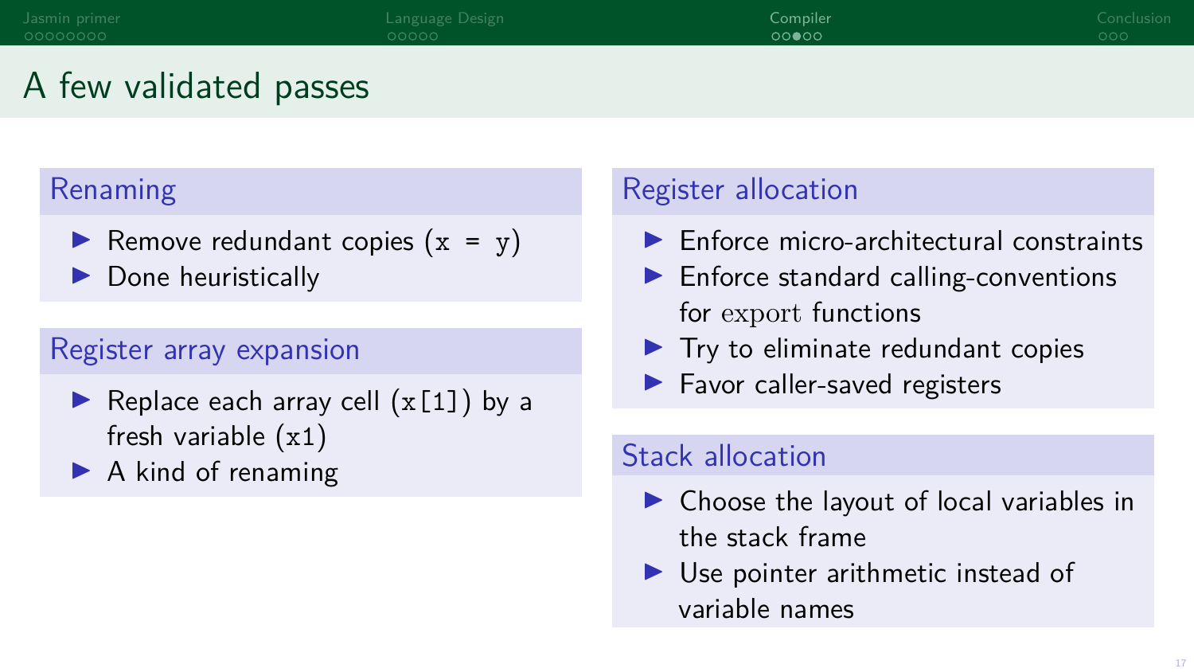# A few validated passes

## Renaming

- Remove redundant copies (`x = y`)
- Done heuristically

## Register array expansion

- Replace each array cell (`x[1]`) by a fresh variable (`x1`)
- A kind of renaming

## Register allocation

- Enforce micro-architectural constraints
- Enforce standard calling-conventions for export functions
- Try to eliminate redundant copies
- Favor caller-saved registers

## Stack allocation

- Choose the layout of local variables in the stack frame
- Use pointer arithmetic instead of variable names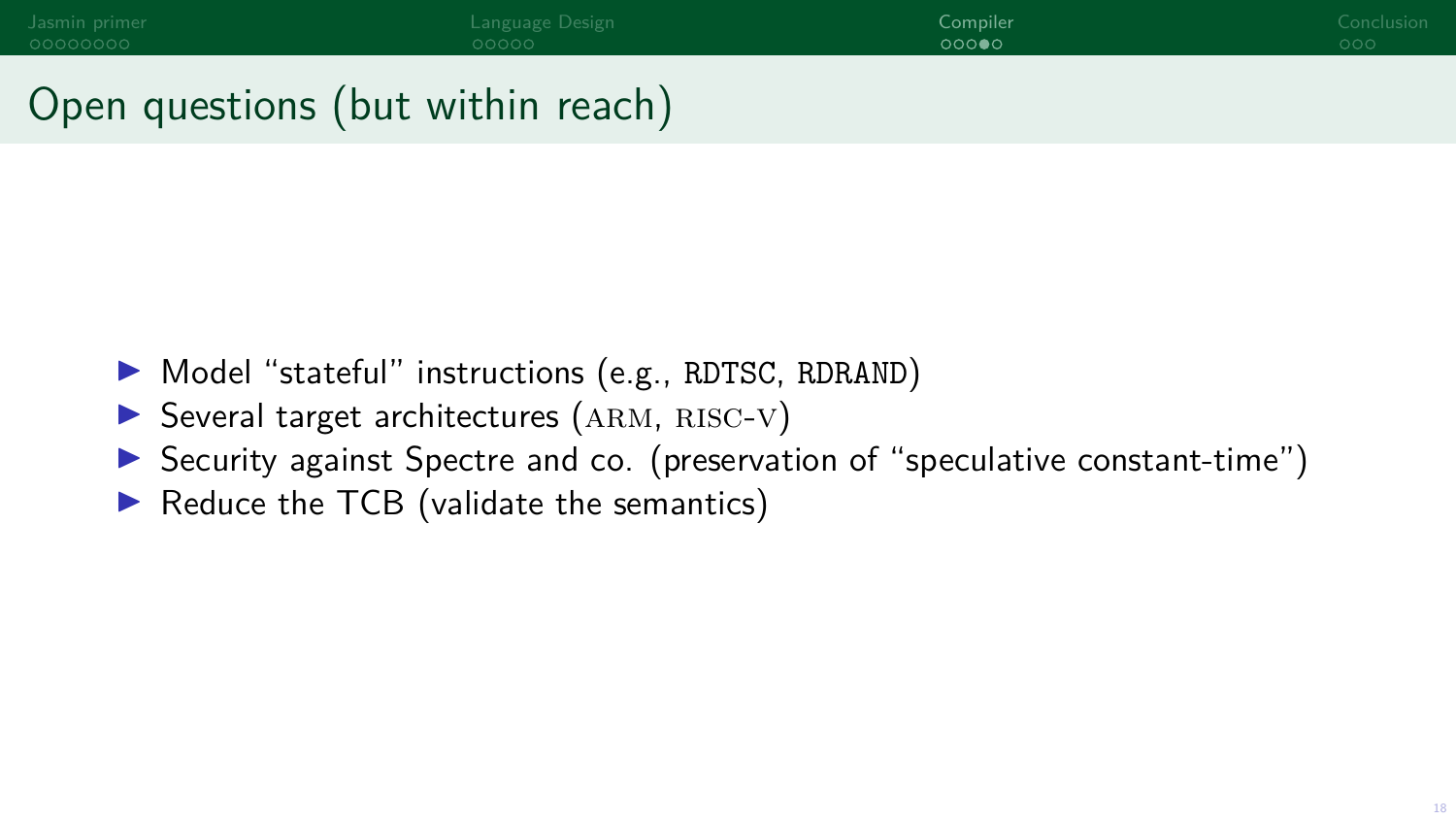# Open questions (but within reach)

- Model "stateful" instructions (e.g., `RDTSC`, `RDRAND`)
- Several target architectures (ARM, RISC-V)
- Security against Spectre and co. (preservation of "speculative constant-time")
- Reduce the TCB (validate the semantics)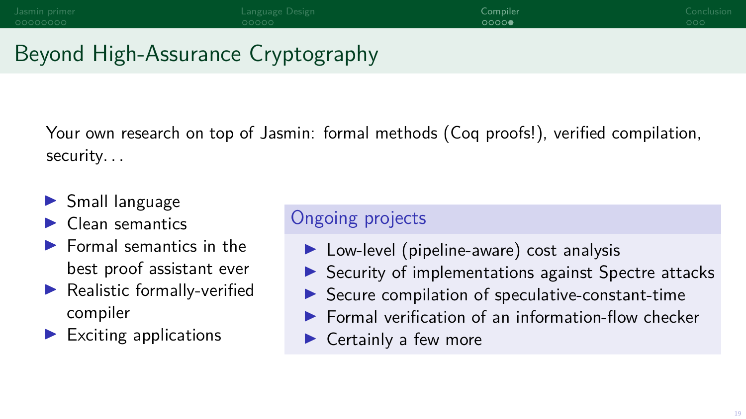# Beyond High-Assurance Cryptography

Your own research on top of Jasmin: formal methods (Coq proofs!), verified compilation, security. . .

- Small language
- Clean semantics
- Formal semantics in the best proof assistant ever
- Realistic formally-verified compiler
- Exciting applications

### Ongoing projects

- Low-level (pipeline-aware) cost analysis
- Security of implementations against Spectre attacks
- Secure compilation of speculative-constant-time
- Formal verification of an information-flow checker
- Certainly a few more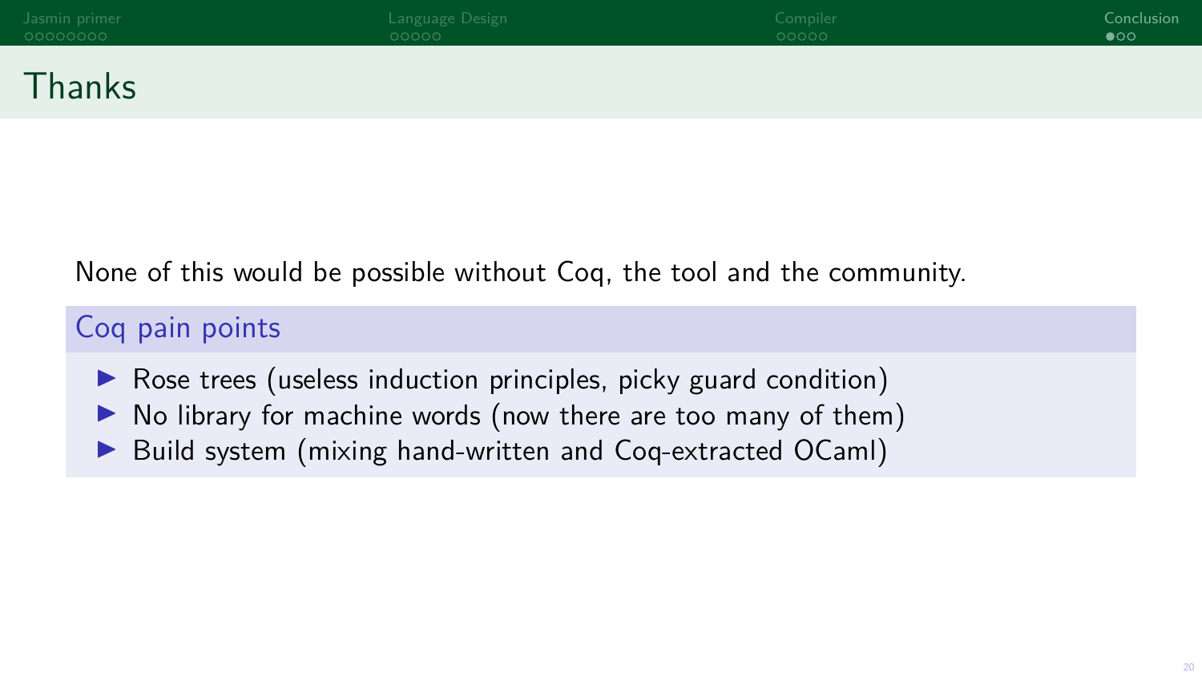# Thanks

None of this would be possible without Coq, the tool and the community.

### Coq pain points

- Rose trees (useless induction principles, picky guard condition)
- No library for machine words (now there are too many of them)
- Build system (mixing hand-written and Coq-extracted OCaml)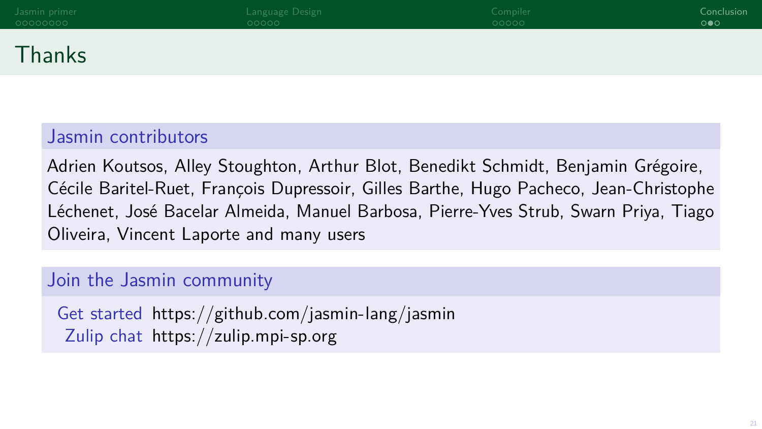# Thanks

## Jasmin contributors

Adrien Koutsos, Alley Stoughton, Arthur Blot, Benedikt Schmidt, Benjamin Grégoire, Cécile Baritel-Ruet, François Dupressoir, Gilles Barthe, Hugo Pacheco, Jean-Christophe Léchenet, José Bacelar Almeida, Manuel Barbosa, Pierre-Yves Strub, Swarn Priya, Tiago Oliveira, Vincent Laporte and many users

## Join the Jasmin community

| | |
|---|---|
| Get started | https://github.com/jasmin-lang/jasmin |
| Zulip chat | https://zulip.mpi-sp.org |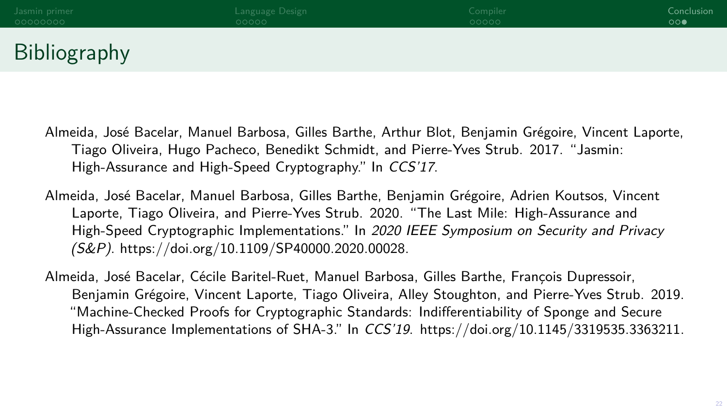# Bibliography

Almeida, José Bacelar, Manuel Barbosa, Gilles Barthe, Arthur Blot, Benjamin Grégoire, Vincent Laporte, Tiago Oliveira, Hugo Pacheco, Benedikt Schmidt, and Pierre-Yves Strub. 2017. "Jasmin: High-Assurance and High-Speed Cryptography." In *CCS'17*.

Almeida, José Bacelar, Manuel Barbosa, Gilles Barthe, Benjamin Grégoire, Adrien Koutsos, Vincent Laporte, Tiago Oliveira, and Pierre-Yves Strub. 2020. "The Last Mile: High-Assurance and High-Speed Cryptographic Implementations." In *2020 IEEE Symposium on Security and Privacy (S&P)*. https://doi.org/10.1109/SP40000.2020.00028.

Almeida, José Bacelar, Cécile Baritel-Ruet, Manuel Barbosa, Gilles Barthe, François Dupressoir, Benjamin Grégoire, Vincent Laporte, Tiago Oliveira, Alley Stoughton, and Pierre-Yves Strub. 2019. "Machine-Checked Proofs for Cryptographic Standards: Indifferentiability of Sponge and Secure High-Assurance Implementations of SHA-3." In *CCS'19*. https://doi.org/10.1145/3319535.3363211.